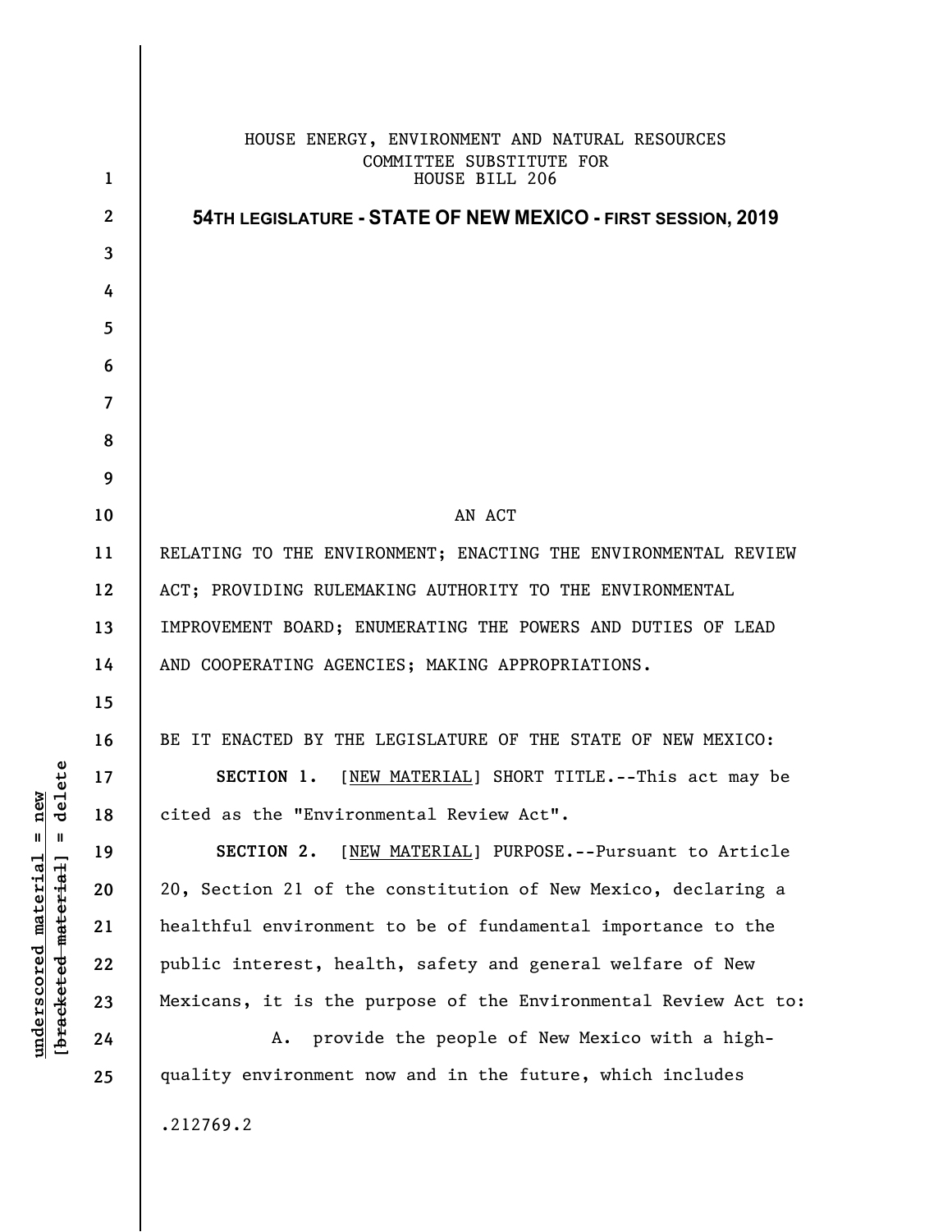HOUSE ENERGY, ENVIRONMENT AND NATURAL RESOURCES
COMMITTEE SUBSTITUTE FOR
HOUSE BILL 206

**54TH LEGISLATURE - STATE OF NEW MEXICO - FIRST SESSION, 2019**

AN ACT

RELATING TO THE ENVIRONMENT; ENACTING THE ENVIRONMENTAL REVIEW ACT; PROVIDING RULEMAKING AUTHORITY TO THE ENVIRONMENTAL IMPROVEMENT BOARD; ENUMERATING THE POWERS AND DUTIES OF LEAD AND COOPERATING AGENCIES; MAKING APPROPRIATIONS.

BE IT ENACTED BY THE LEGISLATURE OF THE STATE OF NEW MEXICO:

**SECTION 1.** [NEW MATERIAL] SHORT TITLE.--This act may be cited as the "Environmental Review Act".

**SECTION 2.** [NEW MATERIAL] PURPOSE.--Pursuant to Article 20, Section 21 of the constitution of New Mexico, declaring a healthful environment to be of fundamental importance to the public interest, health, safety and general welfare of New Mexicans, it is the purpose of the Environmental Review Act to:

A. provide the people of New Mexico with a high-quality environment now and in the future, which includes

.212769.2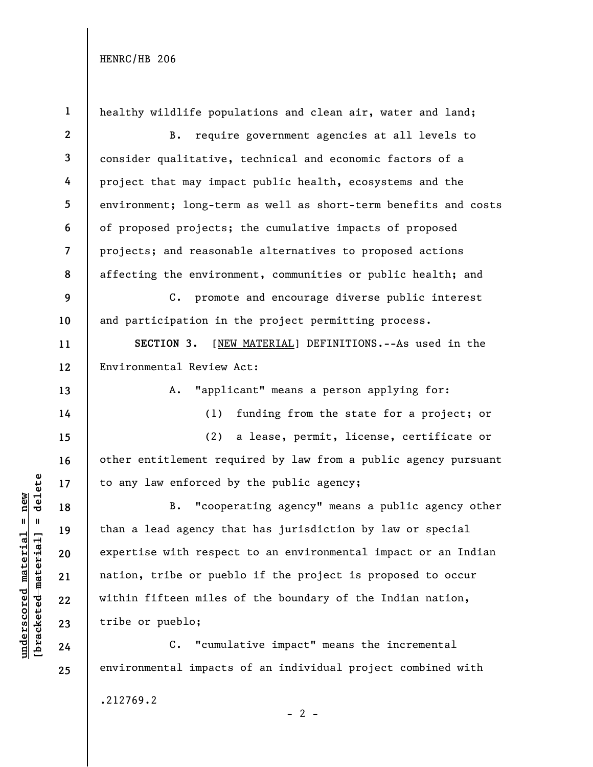healthy wildlife populations and clean air, water and land;

B. require government agencies at all levels to consider qualitative, technical and economic factors of a project that may impact public health, ecosystems and the environment; long-term as well as short-term benefits and costs of proposed projects; the cumulative impacts of proposed projects; and reasonable alternatives to proposed actions affecting the environment, communities or public health; and

C. promote and encourage diverse public interest and participation in the project permitting process.

**SECTION 3.** [NEW MATERIAL] DEFINITIONS.--As used in the Environmental Review Act:

A. "applicant" means a person applying for:

(1) funding from the state for a project; or

(2) a lease, permit, license, certificate or other entitlement required by law from a public agency pursuant to any law enforced by the public agency;

B. "cooperating agency" means a public agency other than a lead agency that has jurisdiction by law or special expertise with respect to an environmental impact or an Indian nation, tribe or pueblo if the project is proposed to occur within fifteen miles of the boundary of the Indian nation, tribe or pueblo;

C. "cumulative impact" means the incremental environmental impacts of an individual project combined with

.212769.2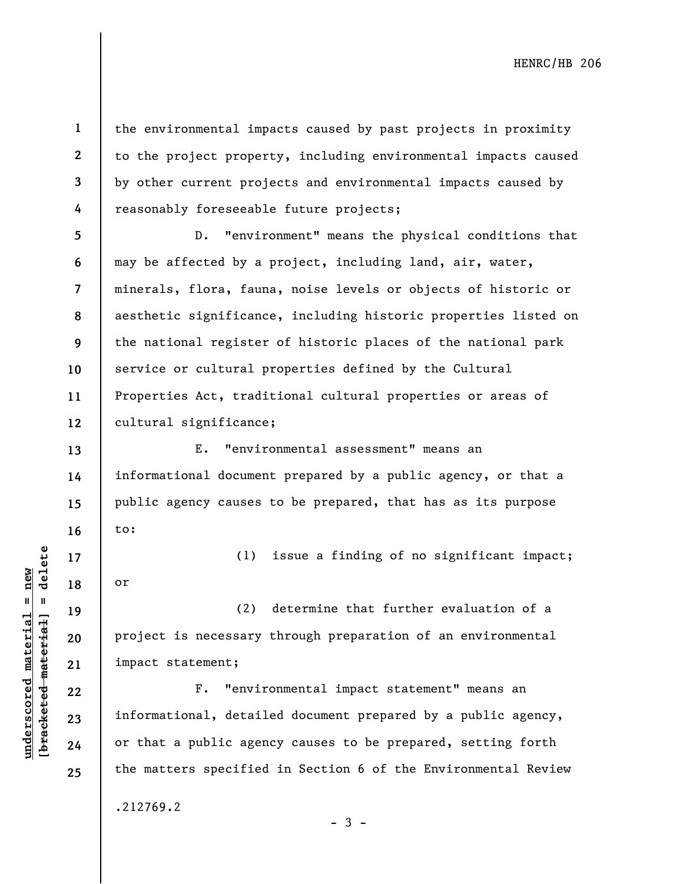the environmental impacts caused by past projects in proximity to the project property, including environmental impacts caused by other current projects and environmental impacts caused by reasonably foreseeable future projects;

D. "environment" means the physical conditions that may be affected by a project, including land, air, water, minerals, flora, fauna, noise levels or objects of historic or aesthetic significance, including historic properties listed on the national register of historic places of the national park service or cultural properties defined by the Cultural Properties Act, traditional cultural properties or areas of cultural significance;

E. "environmental assessment" means an informational document prepared by a public agency, or that a public agency causes to be prepared, that has as its purpose to:

(1) issue a finding of no significant impact; or

(2) determine that further evaluation of a project is necessary through preparation of an environmental impact statement;

F. "environmental impact statement" means an informational, detailed document prepared by a public agency, or that a public agency causes to be prepared, setting forth the matters specified in Section 6 of the Environmental Review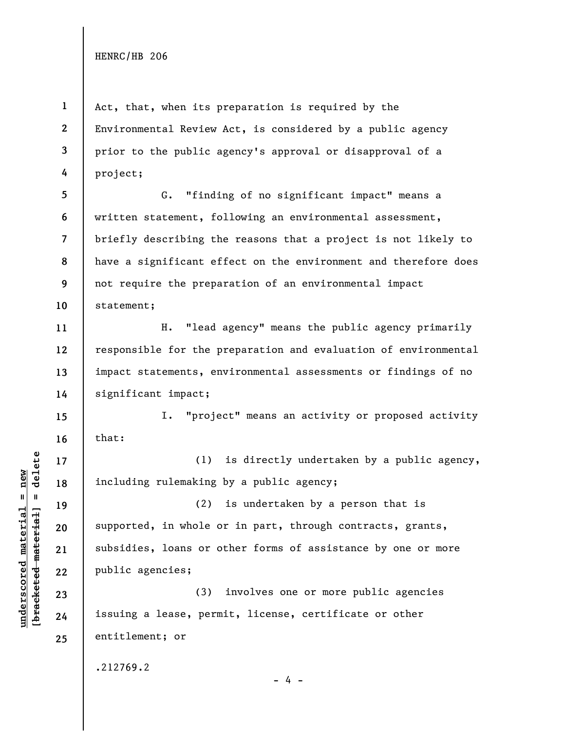Act, that, when its preparation is required by the Environmental Review Act, is considered by a public agency prior to the public agency's approval or disapproval of a project;

G. "finding of no significant impact" means a written statement, following an environmental assessment, briefly describing the reasons that a project is not likely to have a significant effect on the environment and therefore does not require the preparation of an environmental impact statement;

H. "lead agency" means the public agency primarily responsible for the preparation and evaluation of environmental impact statements, environmental assessments or findings of no significant impact;

I. "project" means an activity or proposed activity that:

(1) is directly undertaken by a public agency, including rulemaking by a public agency;

(2) is undertaken by a person that is supported, in whole or in part, through contracts, grants, subsidies, loans or other forms of assistance by one or more public agencies;

(3) involves one or more public agencies issuing a lease, permit, license, certificate or other entitlement; or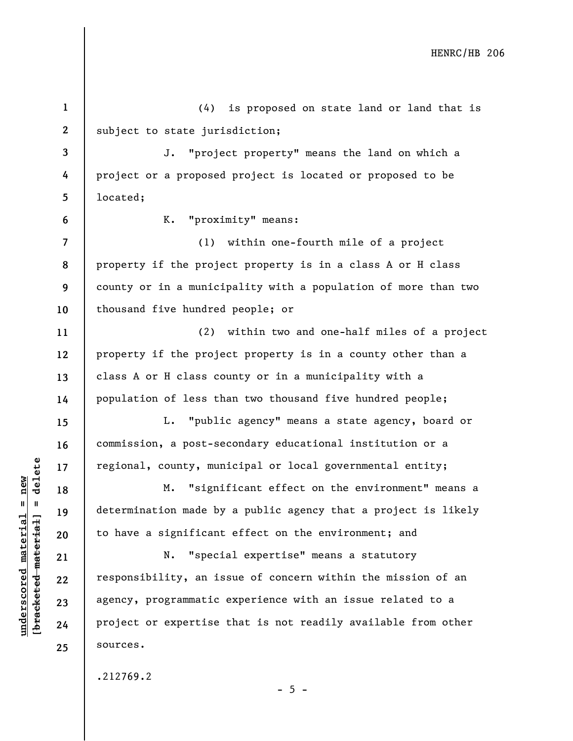(4) is proposed on state land or land that is subject to state jurisdiction;

J. "project property" means the land on which a project or a proposed project is located or proposed to be located;

K. "proximity" means:

(1) within one-fourth mile of a project property if the project property is in a class A or H class county or in a municipality with a population of more than two thousand five hundred people; or

(2) within two and one-half miles of a project property if the project property is in a county other than a class A or H class county or in a municipality with a population of less than two thousand five hundred people;

L. "public agency" means a state agency, board or commission, a post-secondary educational institution or a regional, county, municipal or local governmental entity;

M. "significant effect on the environment" means a determination made by a public agency that a project is likely to have a significant effect on the environment; and

N. "special expertise" means a statutory responsibility, an issue of concern within the mission of an agency, programmatic experience with an issue related to a project or expertise that is not readily available from other sources.

.212769.2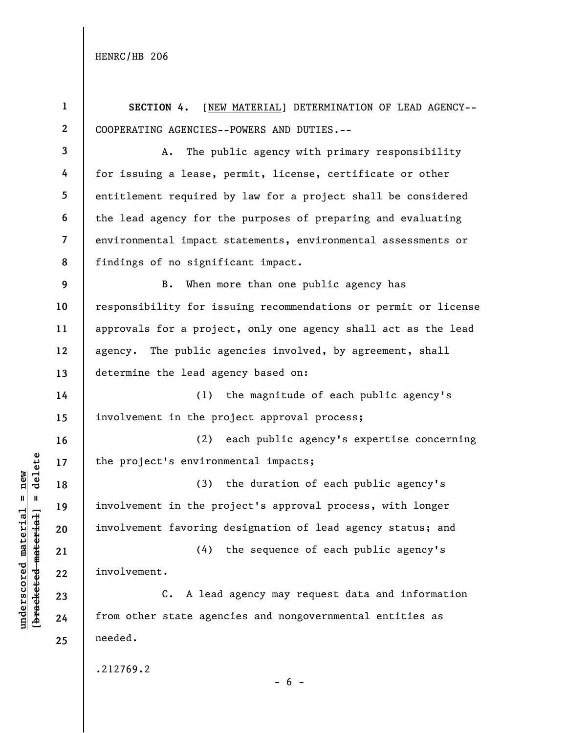**SECTION 4.** [NEW MATERIAL] DETERMINATION OF LEAD AGENCY--COOPERATING AGENCIES--POWERS AND DUTIES.--

A. The public agency with primary responsibility for issuing a lease, permit, license, certificate or other entitlement required by law for a project shall be considered the lead agency for the purposes of preparing and evaluating environmental impact statements, environmental assessments or findings of no significant impact.

B. When more than one public agency has responsibility for issuing recommendations or permit or license approvals for a project, only one agency shall act as the lead agency. The public agencies involved, by agreement, shall determine the lead agency based on:

(1) the magnitude of each public agency's involvement in the project approval process;

(2) each public agency's expertise concerning the project's environmental impacts;

(3) the duration of each public agency's involvement in the project's approval process, with longer involvement favoring designation of lead agency status; and

(4) the sequence of each public agency's involvement.

C. A lead agency may request data and information from other state agencies and nongovernmental entities as needed.

.212769.2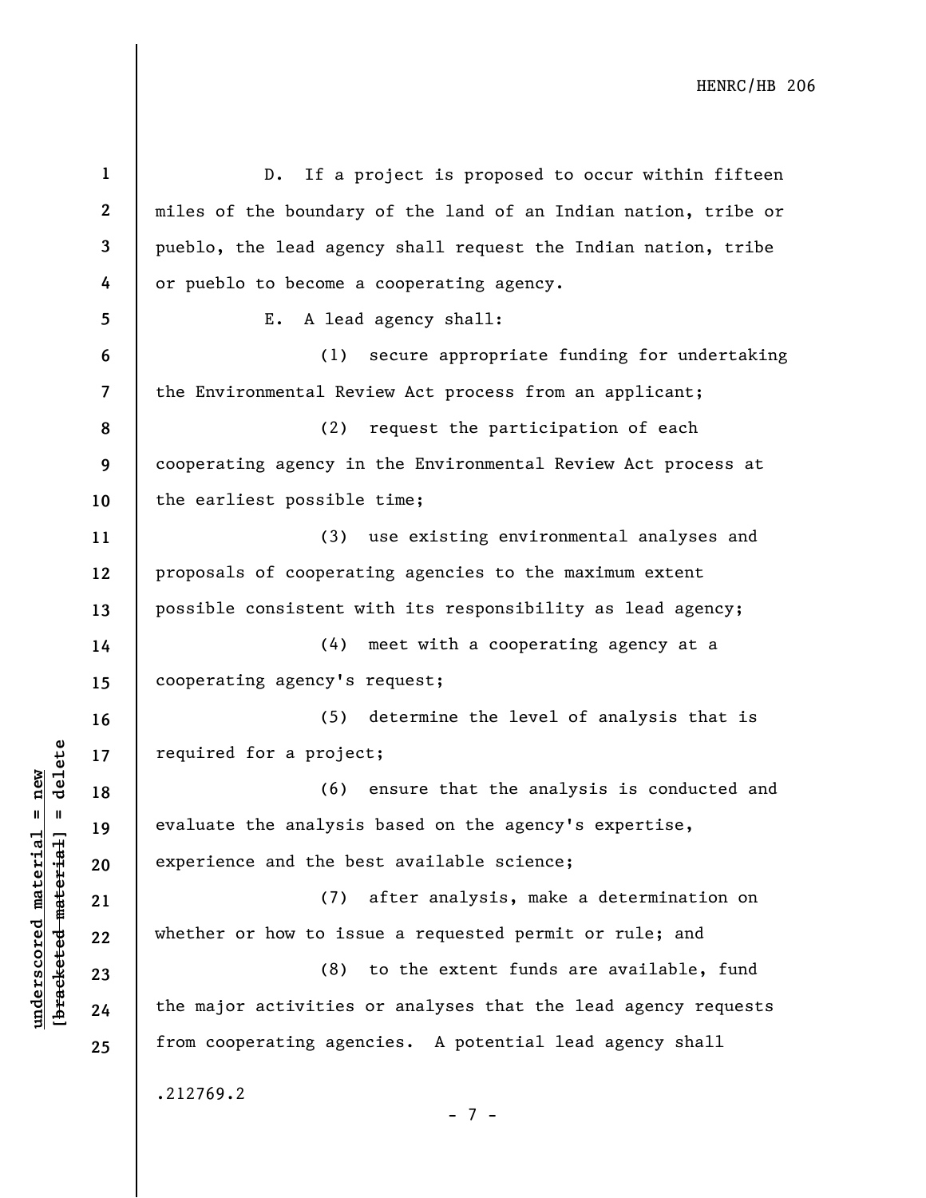D. If a project is proposed to occur within fifteen miles of the boundary of the land of an Indian nation, tribe or pueblo, the lead agency shall request the Indian nation, tribe or pueblo to become a cooperating agency.

E. A lead agency shall:

(1) secure appropriate funding for undertaking the Environmental Review Act process from an applicant;

(2) request the participation of each cooperating agency in the Environmental Review Act process at the earliest possible time;

(3) use existing environmental analyses and proposals of cooperating agencies to the maximum extent possible consistent with its responsibility as lead agency;

(4) meet with a cooperating agency at a cooperating agency's request;

(5) determine the level of analysis that is required for a project;

(6) ensure that the analysis is conducted and evaluate the analysis based on the agency's expertise, experience and the best available science;

(7) after analysis, make a determination on whether or how to issue a requested permit or rule; and

(8) to the extent funds are available, fund the major activities or analyses that the lead agency requests from cooperating agencies. A potential lead agency shall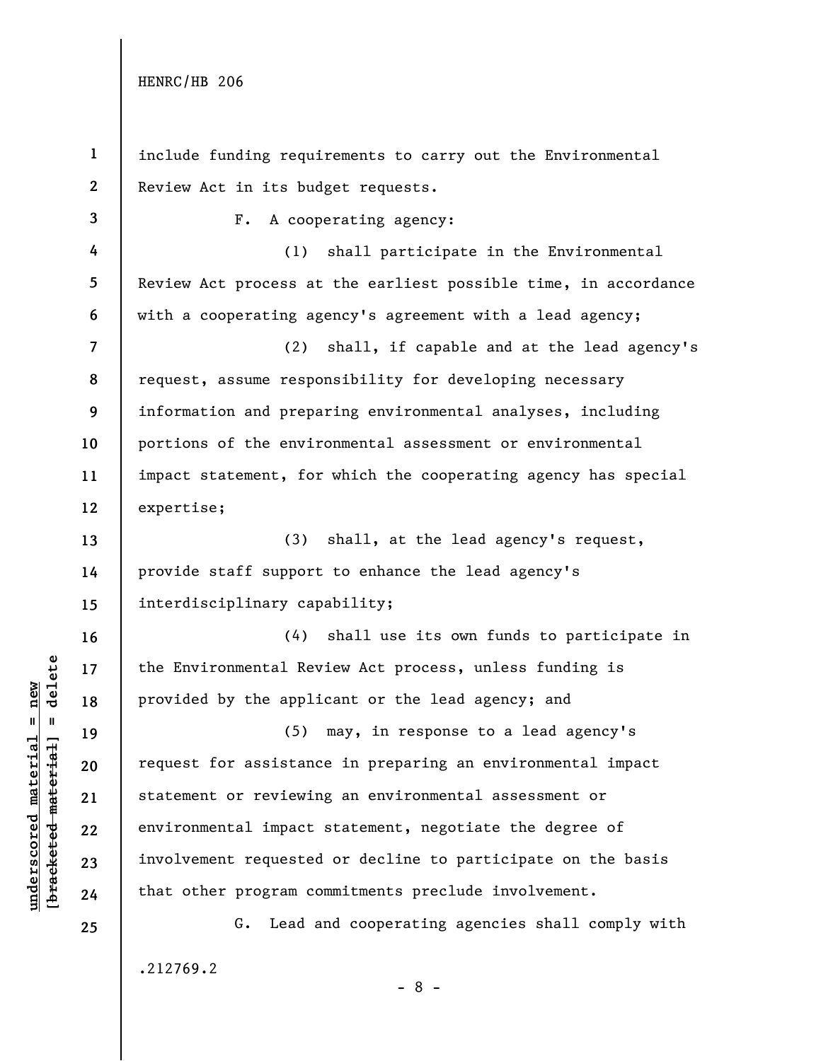include funding requirements to carry out the Environmental Review Act in its budget requests.

F. A cooperating agency:

(1) shall participate in the Environmental Review Act process at the earliest possible time, in accordance with a cooperating agency's agreement with a lead agency;

(2) shall, if capable and at the lead agency's request, assume responsibility for developing necessary information and preparing environmental analyses, including portions of the environmental assessment or environmental impact statement, for which the cooperating agency has special expertise;

(3) shall, at the lead agency's request, provide staff support to enhance the lead agency's interdisciplinary capability;

(4) shall use its own funds to participate in the Environmental Review Act process, unless funding is provided by the applicant or the lead agency; and

(5) may, in response to a lead agency's request for assistance in preparing an environmental impact statement or reviewing an environmental assessment or environmental impact statement, negotiate the degree of involvement requested or decline to participate on the basis that other program commitments preclude involvement.

G. Lead and cooperating agencies shall comply with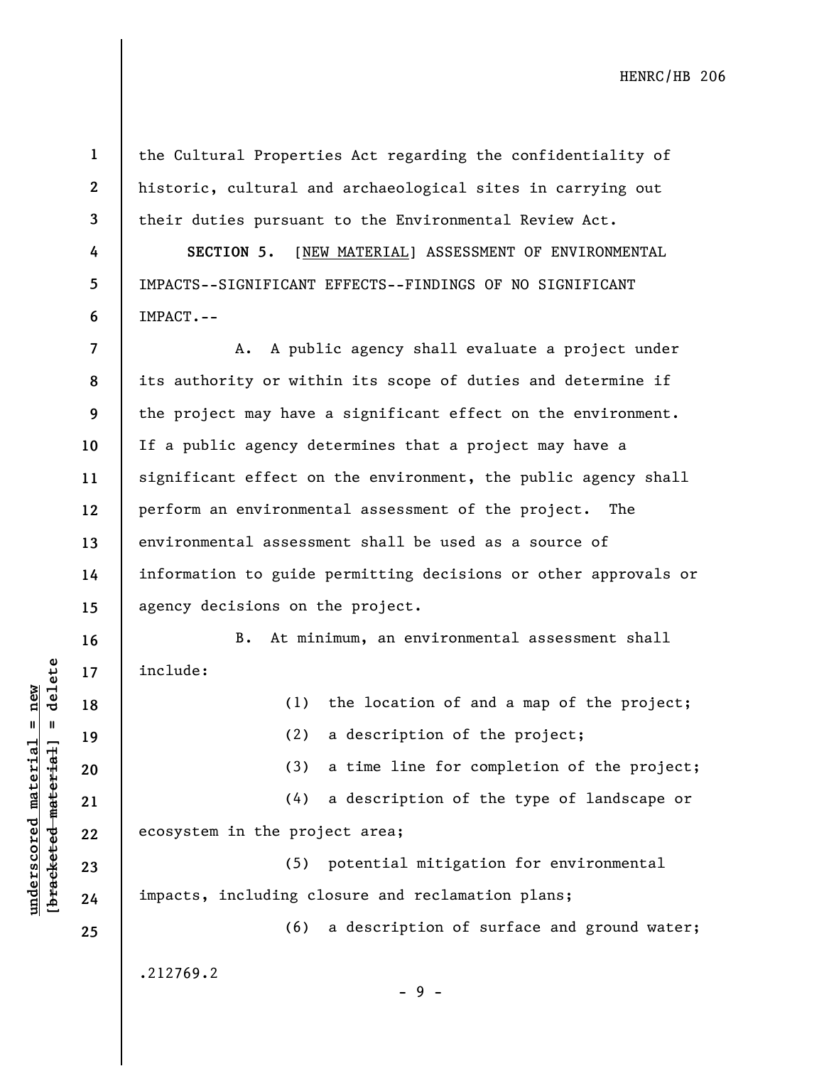the Cultural Properties Act regarding the confidentiality of historic, cultural and archaeological sites in carrying out their duties pursuant to the Environmental Review Act.

**SECTION 5.** [NEW MATERIAL] ASSESSMENT OF ENVIRONMENTAL IMPACTS--SIGNIFICANT EFFECTS--FINDINGS OF NO SIGNIFICANT IMPACT.--

A. A public agency shall evaluate a project under its authority or within its scope of duties and determine if the project may have a significant effect on the environment. If a public agency determines that a project may have a significant effect on the environment, the public agency shall perform an environmental assessment of the project. The environmental assessment shall be used as a source of information to guide permitting decisions or other approvals or agency decisions on the project.

B. At minimum, an environmental assessment shall include:

(1) the location of and a map of the project;

(2) a description of the project;

(3) a time line for completion of the project;

(4) a description of the type of landscape or ecosystem in the project area;

(5) potential mitigation for environmental impacts, including closure and reclamation plans;

(6) a description of surface and ground water;

.212769.2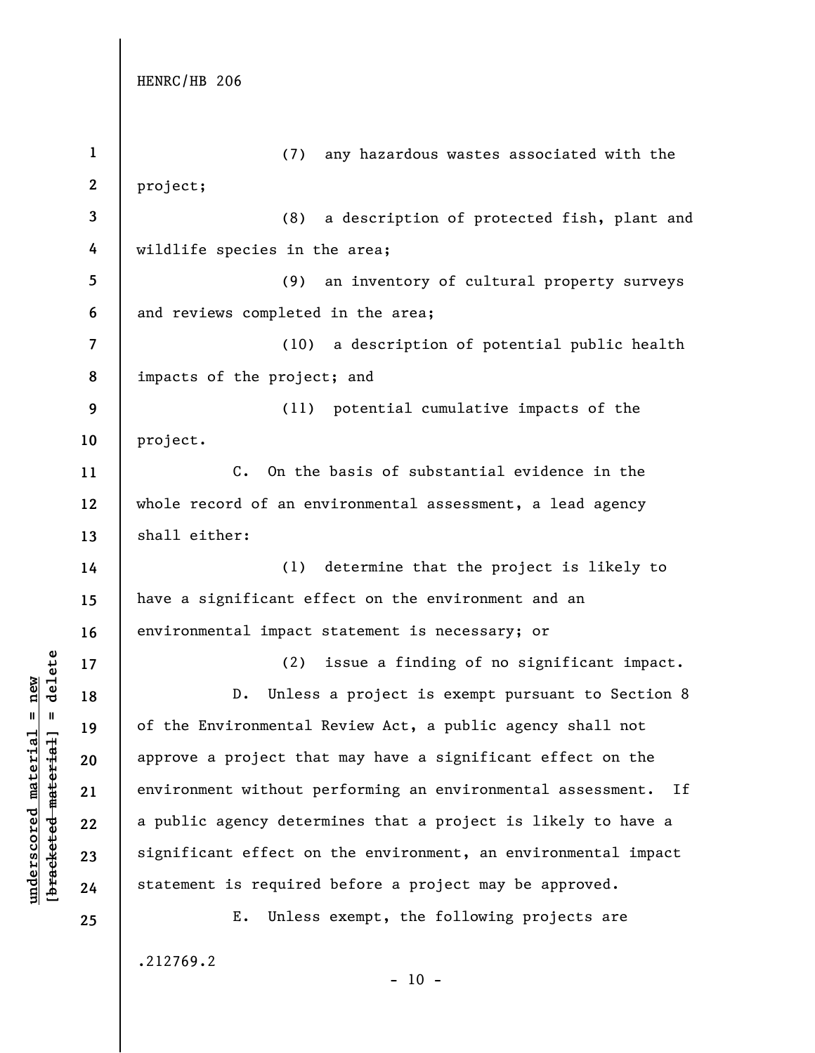(7) any hazardous wastes associated with the project;

(8) a description of protected fish, plant and wildlife species in the area;

(9) an inventory of cultural property surveys and reviews completed in the area;

(10) a description of potential public health impacts of the project; and

(11) potential cumulative impacts of the project.

C. On the basis of substantial evidence in the whole record of an environmental assessment, a lead agency shall either:

(1) determine that the project is likely to have a significant effect on the environment and an environmental impact statement is necessary; or

(2) issue a finding of no significant impact.

D. Unless a project is exempt pursuant to Section 8 of the Environmental Review Act, a public agency shall not approve a project that may have a significant effect on the environment without performing an environmental assessment. If a public agency determines that a project is likely to have a significant effect on the environment, an environmental impact statement is required before a project may be approved.

E. Unless exempt, the following projects are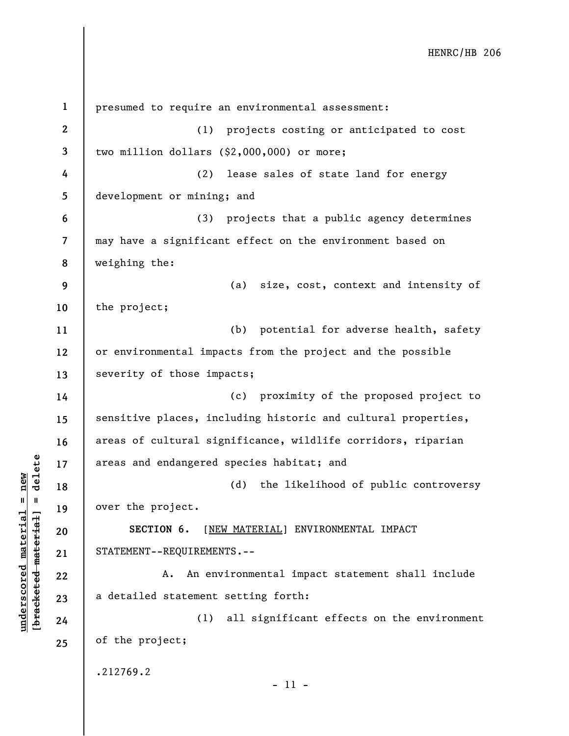presumed to require an environmental assessment:

(1) projects costing or anticipated to cost two million dollars ($2,000,000) or more;

(2) lease sales of state land for energy development or mining; and

(3) projects that a public agency determines may have a significant effect on the environment based on weighing the:

(a) size, cost, context and intensity of the project;

(b) potential for adverse health, safety or environmental impacts from the project and the possible severity of those impacts;

(c) proximity of the proposed project to sensitive places, including historic and cultural properties, areas of cultural significance, wildlife corridors, riparian areas and endangered species habitat; and

(d) the likelihood of public controversy over the project.

**SECTION 6.** [NEW MATERIAL] ENVIRONMENTAL IMPACT STATEMENT--REQUIREMENTS.--

A. An environmental impact statement shall include a detailed statement setting forth:

(1) all significant effects on the environment of the project;

.212769.2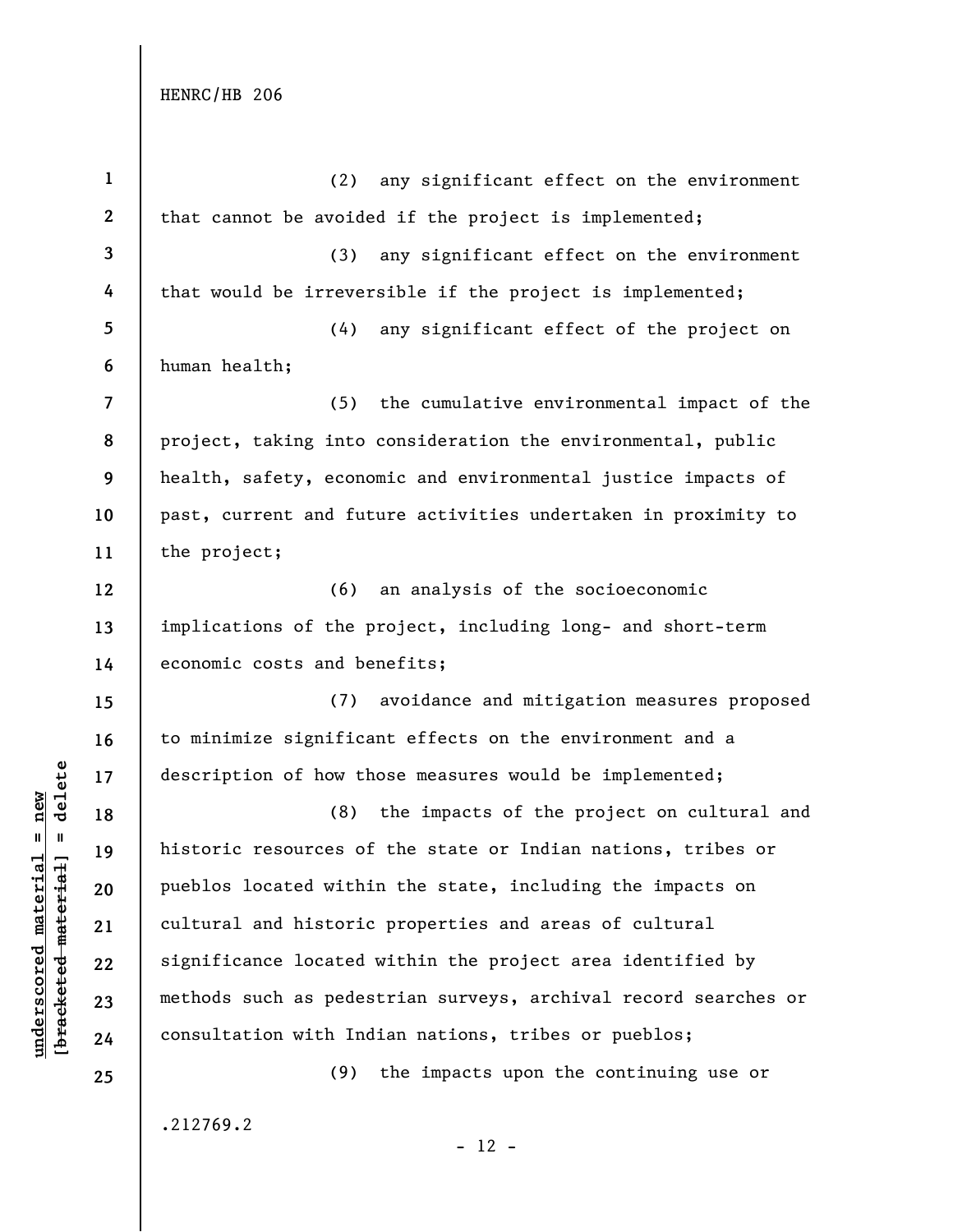(2) any significant effect on the environment that cannot be avoided if the project is implemented;

(3) any significant effect on the environment that would be irreversible if the project is implemented;

(4) any significant effect of the project on human health;

(5) the cumulative environmental impact of the project, taking into consideration the environmental, public health, safety, economic and environmental justice impacts of past, current and future activities undertaken in proximity to the project;

(6) an analysis of the socioeconomic implications of the project, including long- and short-term economic costs and benefits;

(7) avoidance and mitigation measures proposed to minimize significant effects on the environment and a description of how those measures would be implemented;

(8) the impacts of the project on cultural and historic resources of the state or Indian nations, tribes or pueblos located within the state, including the impacts on cultural and historic properties and areas of cultural significance located within the project area identified by methods such as pedestrian surveys, archival record searches or consultation with Indian nations, tribes or pueblos;

(9) the impacts upon the continuing use or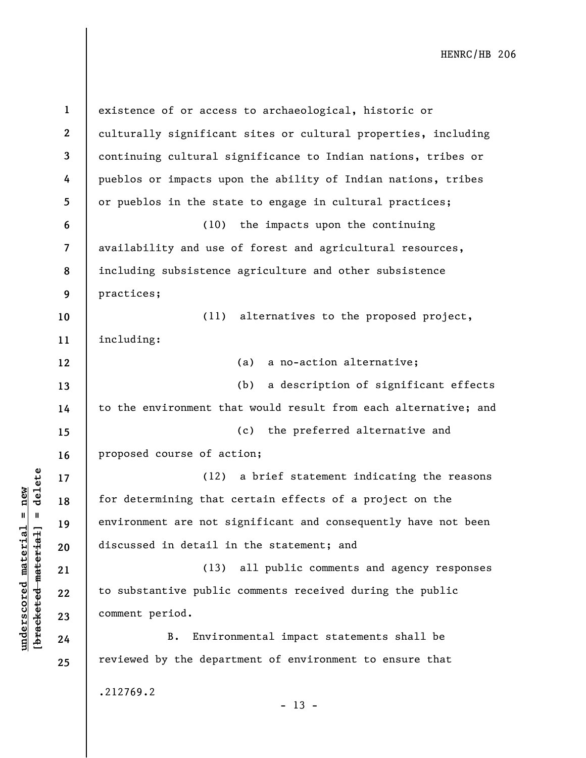existence of or access to archaeological, historic or culturally significant sites or cultural properties, including continuing cultural significance to Indian nations, tribes or pueblos or impacts upon the ability of Indian nations, tribes or pueblos in the state to engage in cultural practices;

(10) the impacts upon the continuing availability and use of forest and agricultural resources, including subsistence agriculture and other subsistence practices;

(11) alternatives to the proposed project, including:

(a) a no-action alternative;

(b) a description of significant effects to the environment that would result from each alternative; and

(c) the preferred alternative and proposed course of action;

(12) a brief statement indicating the reasons for determining that certain effects of a project on the environment are not significant and consequently have not been discussed in detail in the statement; and

(13) all public comments and agency responses to substantive public comments received during the public comment period.

B. Environmental impact statements shall be reviewed by the department of environment to ensure that

.212769.2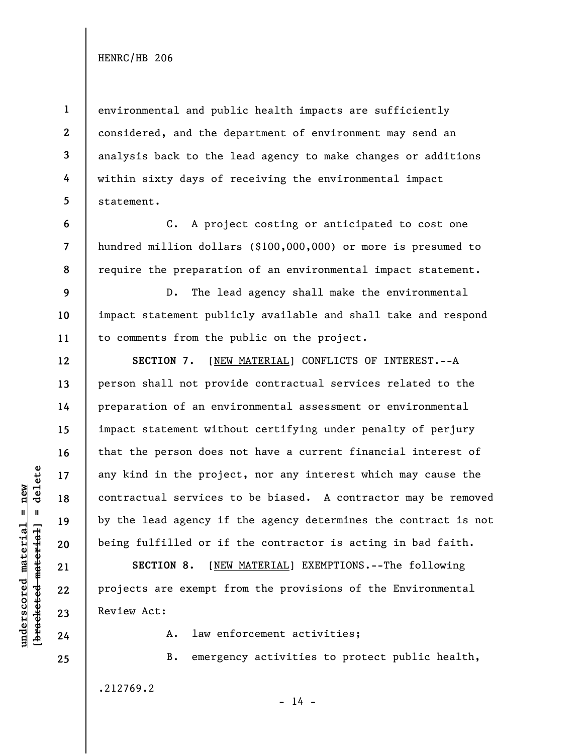environmental and public health impacts are sufficiently considered, and the department of environment may send an analysis back to the lead agency to make changes or additions within sixty days of receiving the environmental impact statement.

C. A project costing or anticipated to cost one hundred million dollars ($100,000,000) or more is presumed to require the preparation of an environmental impact statement.

D. The lead agency shall make the environmental impact statement publicly available and shall take and respond to comments from the public on the project.

**SECTION 7.** [NEW MATERIAL] CONFLICTS OF INTEREST.--A person shall not provide contractual services related to the preparation of an environmental assessment or environmental impact statement without certifying under penalty of perjury that the person does not have a current financial interest of any kind in the project, nor any interest which may cause the contractual services to be biased. A contractor may be removed by the lead agency if the agency determines the contract is not being fulfilled or if the contractor is acting in bad faith.

**SECTION 8.** [NEW MATERIAL] EXEMPTIONS.--The following projects are exempt from the provisions of the Environmental Review Act:

A. law enforcement activities;

B. emergency activities to protect public health,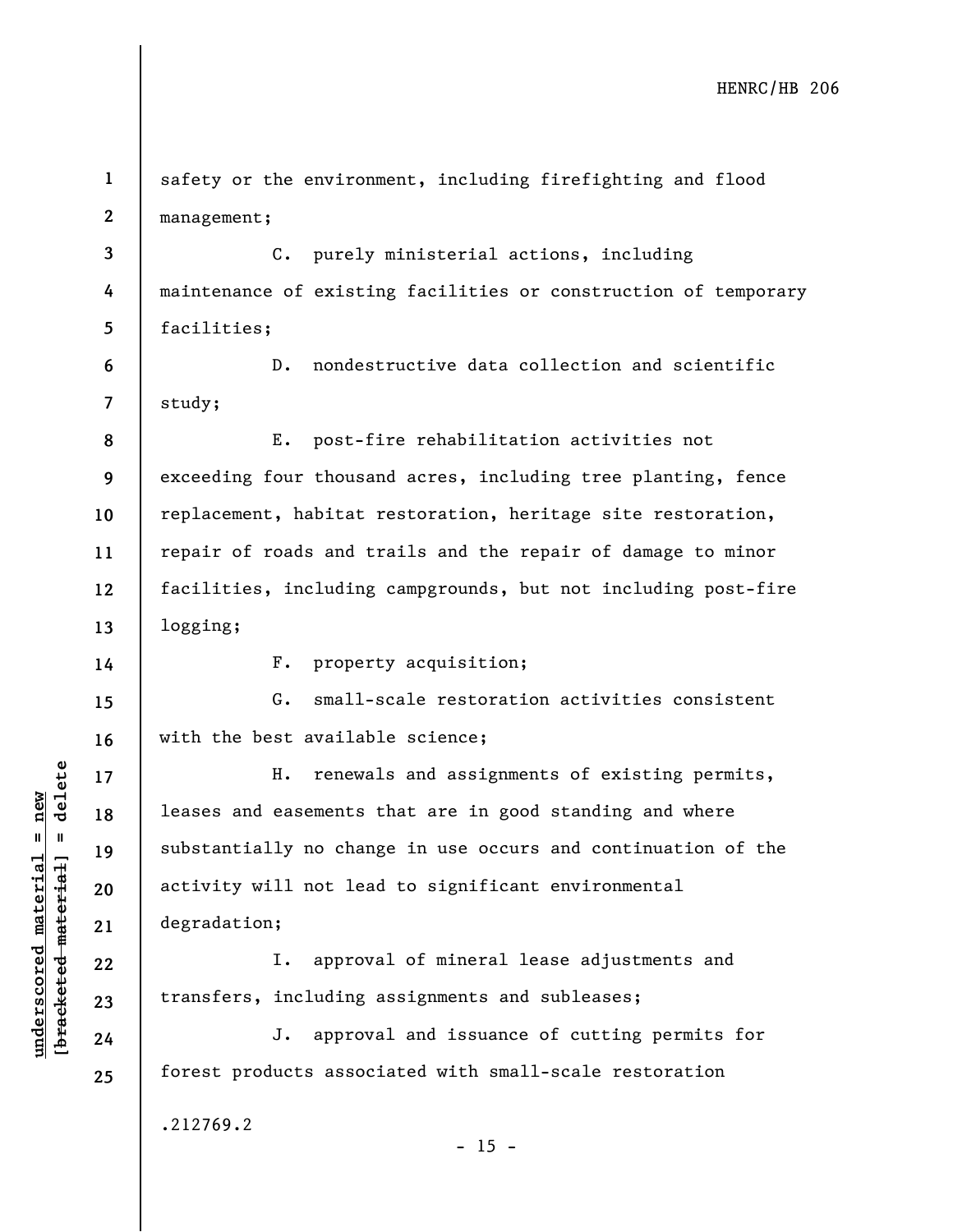safety or the environment, including firefighting and flood management;

C. purely ministerial actions, including maintenance of existing facilities or construction of temporary facilities;

D. nondestructive data collection and scientific study;

E. post-fire rehabilitation activities not exceeding four thousand acres, including tree planting, fence replacement, habitat restoration, heritage site restoration, repair of roads and trails and the repair of damage to minor facilities, including campgrounds, but not including post-fire logging;

F. property acquisition;

G. small-scale restoration activities consistent with the best available science;

H. renewals and assignments of existing permits, leases and easements that are in good standing and where substantially no change in use occurs and continuation of the activity will not lead to significant environmental degradation;

I. approval of mineral lease adjustments and transfers, including assignments and subleases;

J. approval and issuance of cutting permits for forest products associated with small-scale restoration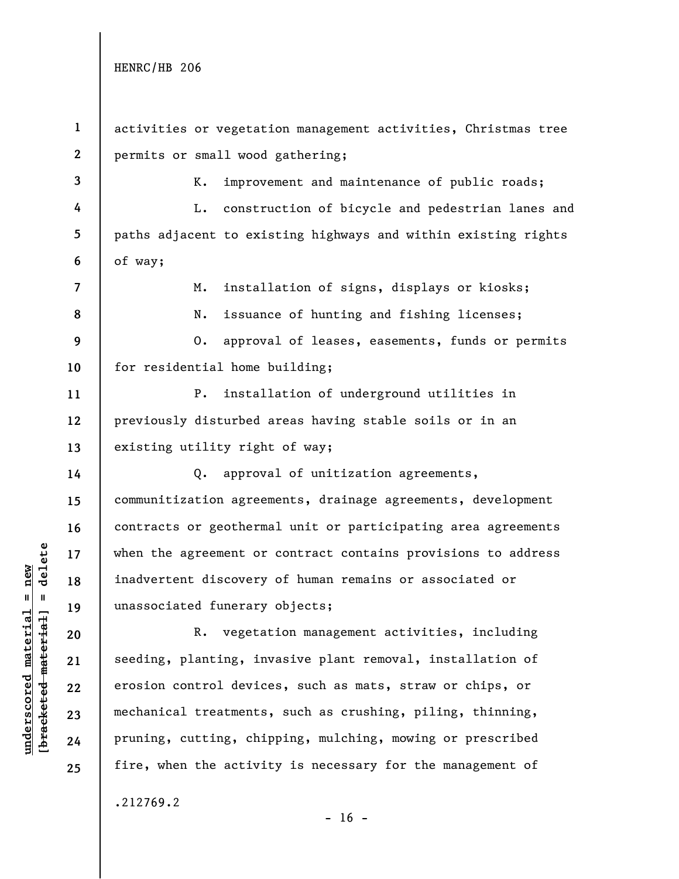activities or vegetation management activities, Christmas tree permits or small wood gathering;

K. improvement and maintenance of public roads;

L. construction of bicycle and pedestrian lanes and paths adjacent to existing highways and within existing rights of way;

M. installation of signs, displays or kiosks;

N. issuance of hunting and fishing licenses;

O. approval of leases, easements, funds or permits for residential home building;

P. installation of underground utilities in previously disturbed areas having stable soils or in an existing utility right of way;

Q. approval of unitization agreements, communitization agreements, drainage agreements, development contracts or geothermal unit or participating area agreements when the agreement or contract contains provisions to address inadvertent discovery of human remains or associated or unassociated funerary objects;

R. vegetation management activities, including seeding, planting, invasive plant removal, installation of erosion control devices, such as mats, straw or chips, or mechanical treatments, such as crushing, piling, thinning, pruning, cutting, chipping, mulching, mowing or prescribed fire, when the activity is necessary for the management of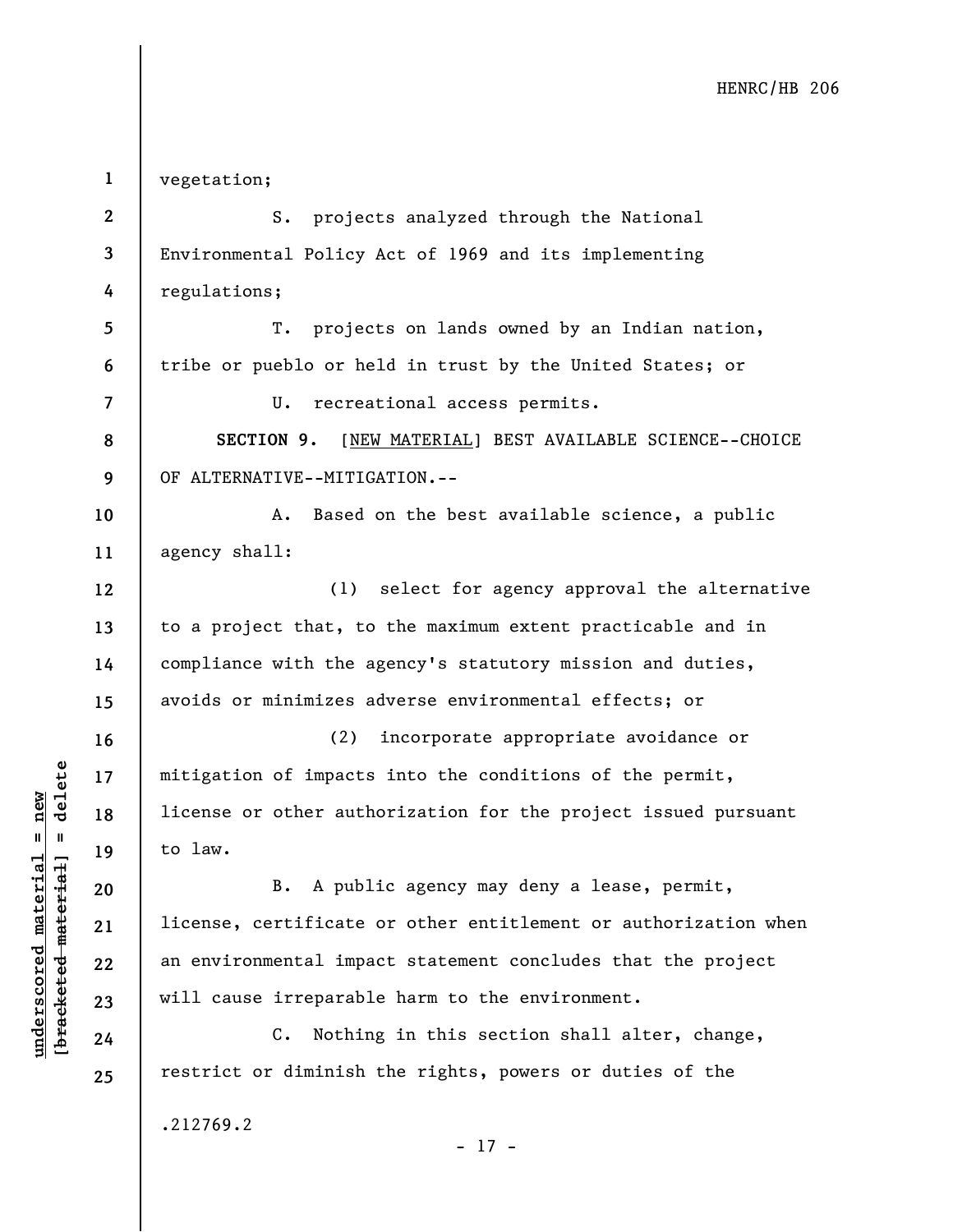vegetation;

S. projects analyzed through the National Environmental Policy Act of 1969 and its implementing regulations;

T. projects on lands owned by an Indian nation, tribe or pueblo or held in trust by the United States; or

U. recreational access permits.

**SECTION 9.** [NEW MATERIAL] BEST AVAILABLE SCIENCE--CHOICE OF ALTERNATIVE--MITIGATION.--

A. Based on the best available science, a public agency shall:

(1) select for agency approval the alternative to a project that, to the maximum extent practicable and in compliance with the agency's statutory mission and duties, avoids or minimizes adverse environmental effects; or

(2) incorporate appropriate avoidance or mitigation of impacts into the conditions of the permit, license or other authorization for the project issued pursuant to law.

B. A public agency may deny a lease, permit, license, certificate or other entitlement or authorization when an environmental impact statement concludes that the project will cause irreparable harm to the environment.

C. Nothing in this section shall alter, change, restrict or diminish the rights, powers or duties of the

.212769.2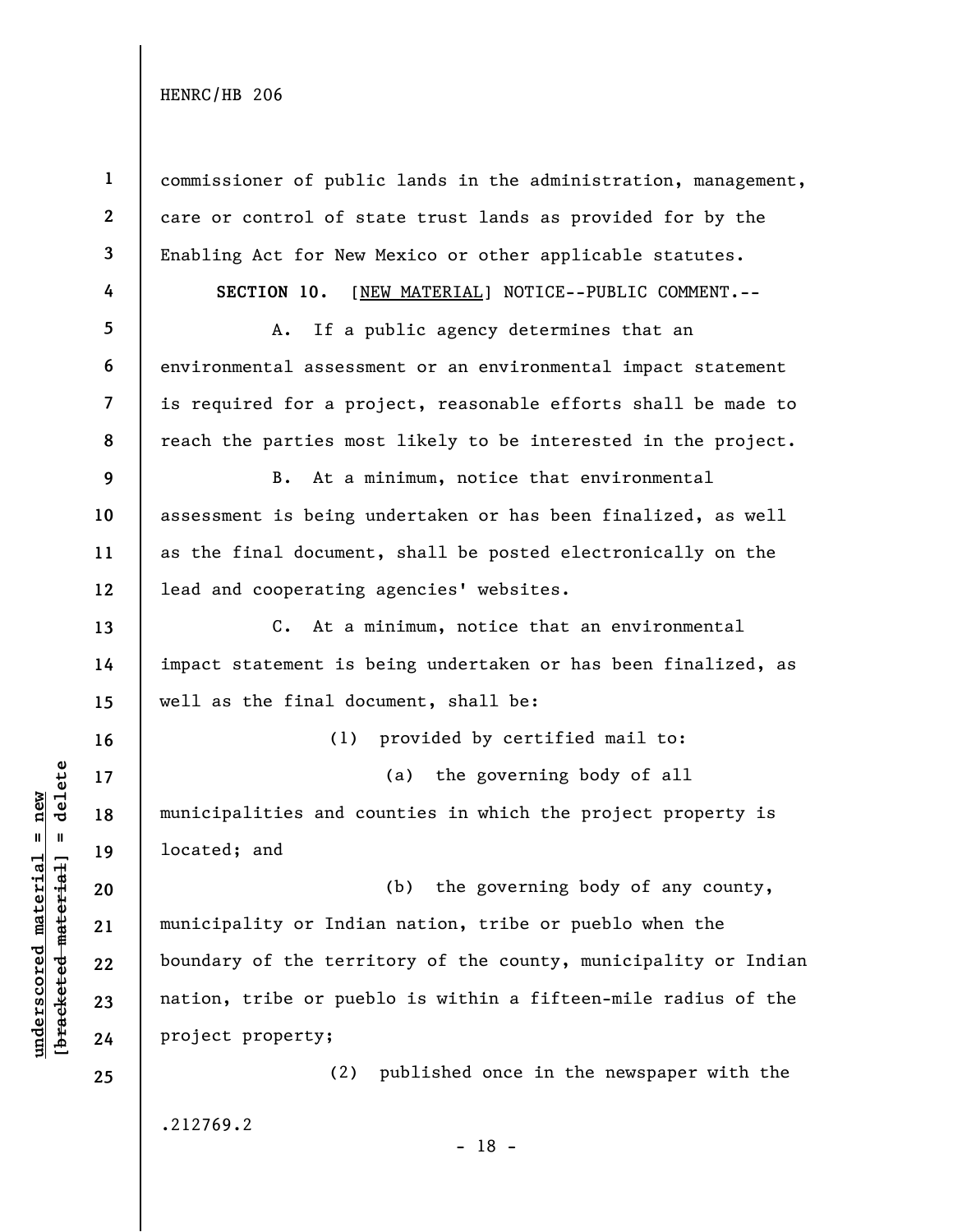commissioner of public lands in the administration, management, care or control of state trust lands as provided for by the Enabling Act for New Mexico or other applicable statutes.

**SECTION 10.** [NEW MATERIAL] NOTICE--PUBLIC COMMENT.--

A. If a public agency determines that an environmental assessment or an environmental impact statement is required for a project, reasonable efforts shall be made to reach the parties most likely to be interested in the project.

B. At a minimum, notice that environmental assessment is being undertaken or has been finalized, as well as the final document, shall be posted electronically on the lead and cooperating agencies' websites.

C. At a minimum, notice that an environmental impact statement is being undertaken or has been finalized, as well as the final document, shall be:

(1) provided by certified mail to:

(a) the governing body of all municipalities and counties in which the project property is located; and

(b) the governing body of any county, municipality or Indian nation, tribe or pueblo when the boundary of the territory of the county, municipality or Indian nation, tribe or pueblo is within a fifteen-mile radius of the project property;

(2) published once in the newspaper with the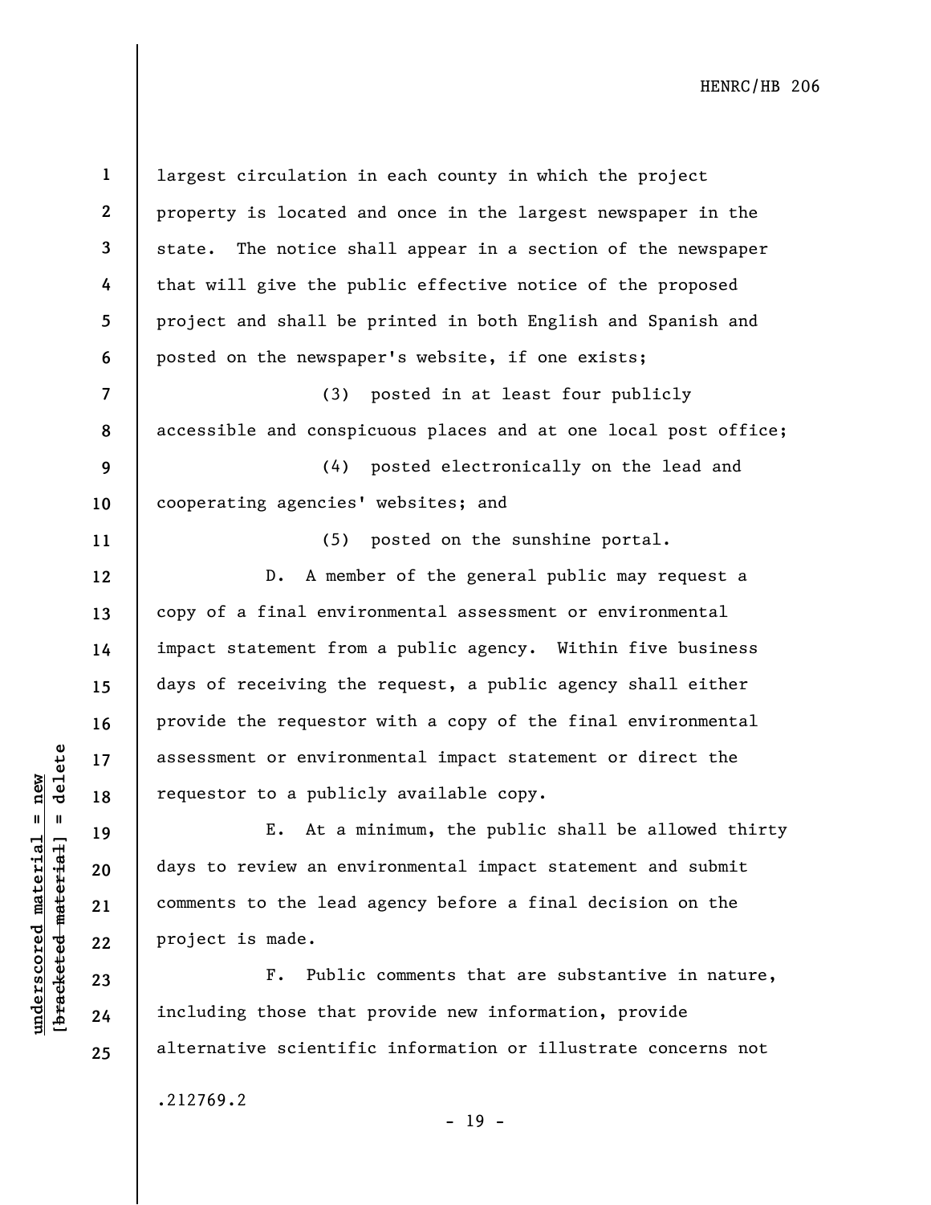largest circulation in each county in which the project property is located and once in the largest newspaper in the state. The notice shall appear in a section of the newspaper that will give the public effective notice of the proposed project and shall be printed in both English and Spanish and posted on the newspaper's website, if one exists;

(3) posted in at least four publicly accessible and conspicuous places and at one local post office;

(4) posted electronically on the lead and cooperating agencies' websites; and

(5) posted on the sunshine portal.

D. A member of the general public may request a copy of a final environmental assessment or environmental impact statement from a public agency. Within five business days of receiving the request, a public agency shall either provide the requestor with a copy of the final environmental assessment or environmental impact statement or direct the requestor to a publicly available copy.

E. At a minimum, the public shall be allowed thirty days to review an environmental impact statement and submit comments to the lead agency before a final decision on the project is made.

F. Public comments that are substantive in nature, including those that provide new information, provide alternative scientific information or illustrate concerns not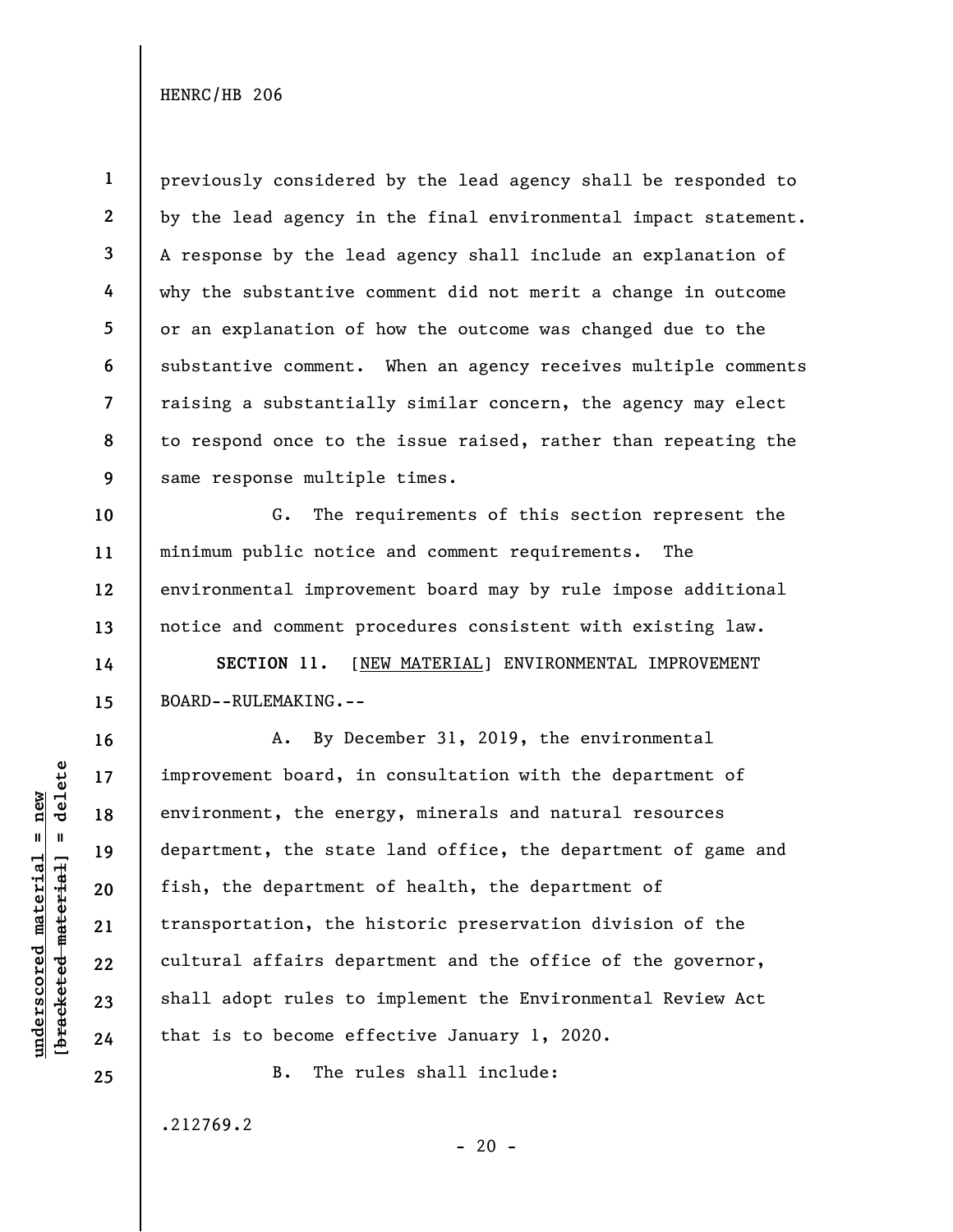previously considered by the lead agency shall be responded to by the lead agency in the final environmental impact statement. A response by the lead agency shall include an explanation of why the substantive comment did not merit a change in outcome or an explanation of how the outcome was changed due to the substantive comment. When an agency receives multiple comments raising a substantially similar concern, the agency may elect to respond once to the issue raised, rather than repeating the same response multiple times.

G. The requirements of this section represent the minimum public notice and comment requirements. The environmental improvement board may by rule impose additional notice and comment procedures consistent with existing law.

**SECTION 11.** [NEW MATERIAL] ENVIRONMENTAL IMPROVEMENT BOARD--RULEMAKING.--

A. By December 31, 2019, the environmental improvement board, in consultation with the department of environment, the energy, minerals and natural resources department, the state land office, the department of game and fish, the department of health, the department of transportation, the historic preservation division of the cultural affairs department and the office of the governor, shall adopt rules to implement the Environmental Review Act that is to become effective January 1, 2020.

B. The rules shall include: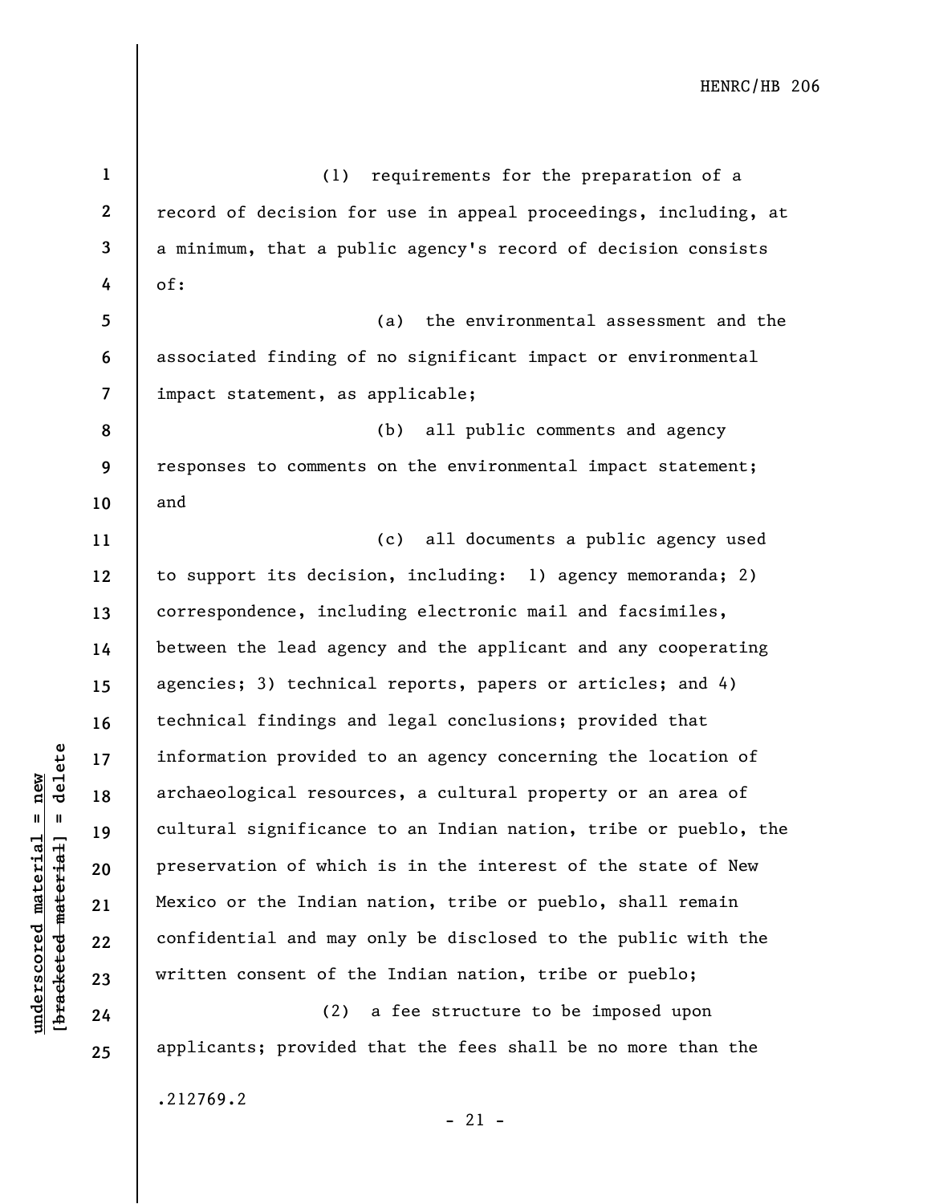(1) requirements for the preparation of a record of decision for use in appeal proceedings, including, at a minimum, that a public agency's record of decision consists of:

(a) the environmental assessment and the associated finding of no significant impact or environmental impact statement, as applicable;

(b) all public comments and agency responses to comments on the environmental impact statement; and

(c) all documents a public agency used to support its decision, including: 1) agency memoranda; 2) correspondence, including electronic mail and facsimiles, between the lead agency and the applicant and any cooperating agencies; 3) technical reports, papers or articles; and 4) technical findings and legal conclusions; provided that information provided to an agency concerning the location of archaeological resources, a cultural property or an area of cultural significance to an Indian nation, tribe or pueblo, the preservation of which is in the interest of the state of New Mexico or the Indian nation, tribe or pueblo, shall remain confidential and may only be disclosed to the public with the written consent of the Indian nation, tribe or pueblo;

(2) a fee structure to be imposed upon applicants; provided that the fees shall be no more than the

.212769.2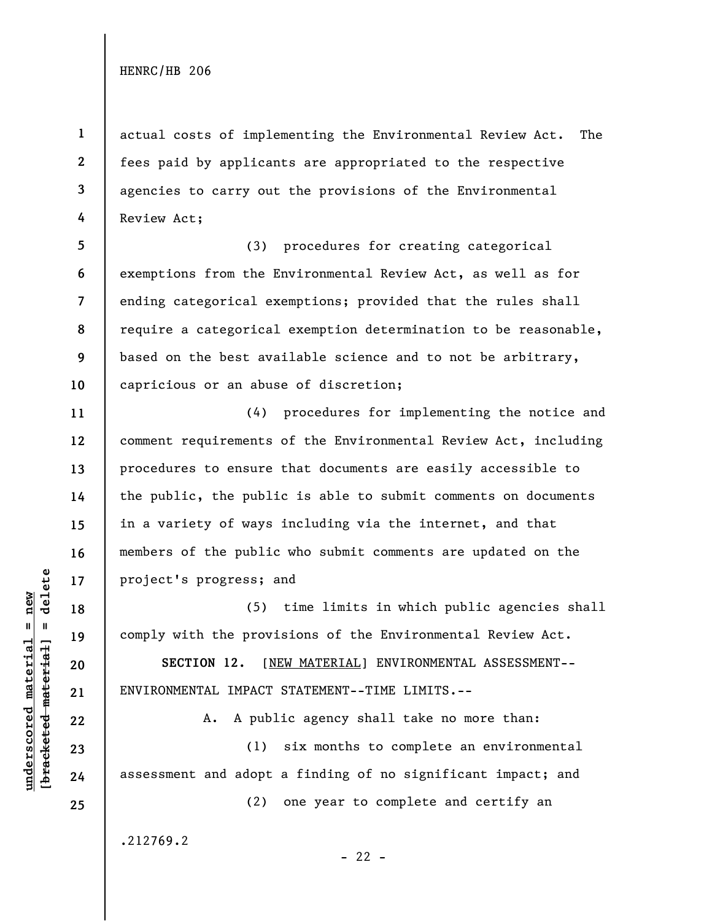actual costs of implementing the Environmental Review Act. The fees paid by applicants are appropriated to the respective agencies to carry out the provisions of the Environmental Review Act;

(3) procedures for creating categorical exemptions from the Environmental Review Act, as well as for ending categorical exemptions; provided that the rules shall require a categorical exemption determination to be reasonable, based on the best available science and to not be arbitrary, capricious or an abuse of discretion;

(4) procedures for implementing the notice and comment requirements of the Environmental Review Act, including procedures to ensure that documents are easily accessible to the public, the public is able to submit comments on documents in a variety of ways including via the internet, and that members of the public who submit comments are updated on the project's progress; and

(5) time limits in which public agencies shall comply with the provisions of the Environmental Review Act.

**SECTION 12.** [NEW MATERIAL] ENVIRONMENTAL ASSESSMENT--ENVIRONMENTAL IMPACT STATEMENT--TIME LIMITS.--

A. A public agency shall take no more than:

(1) six months to complete an environmental assessment and adopt a finding of no significant impact; and

(2) one year to complete and certify an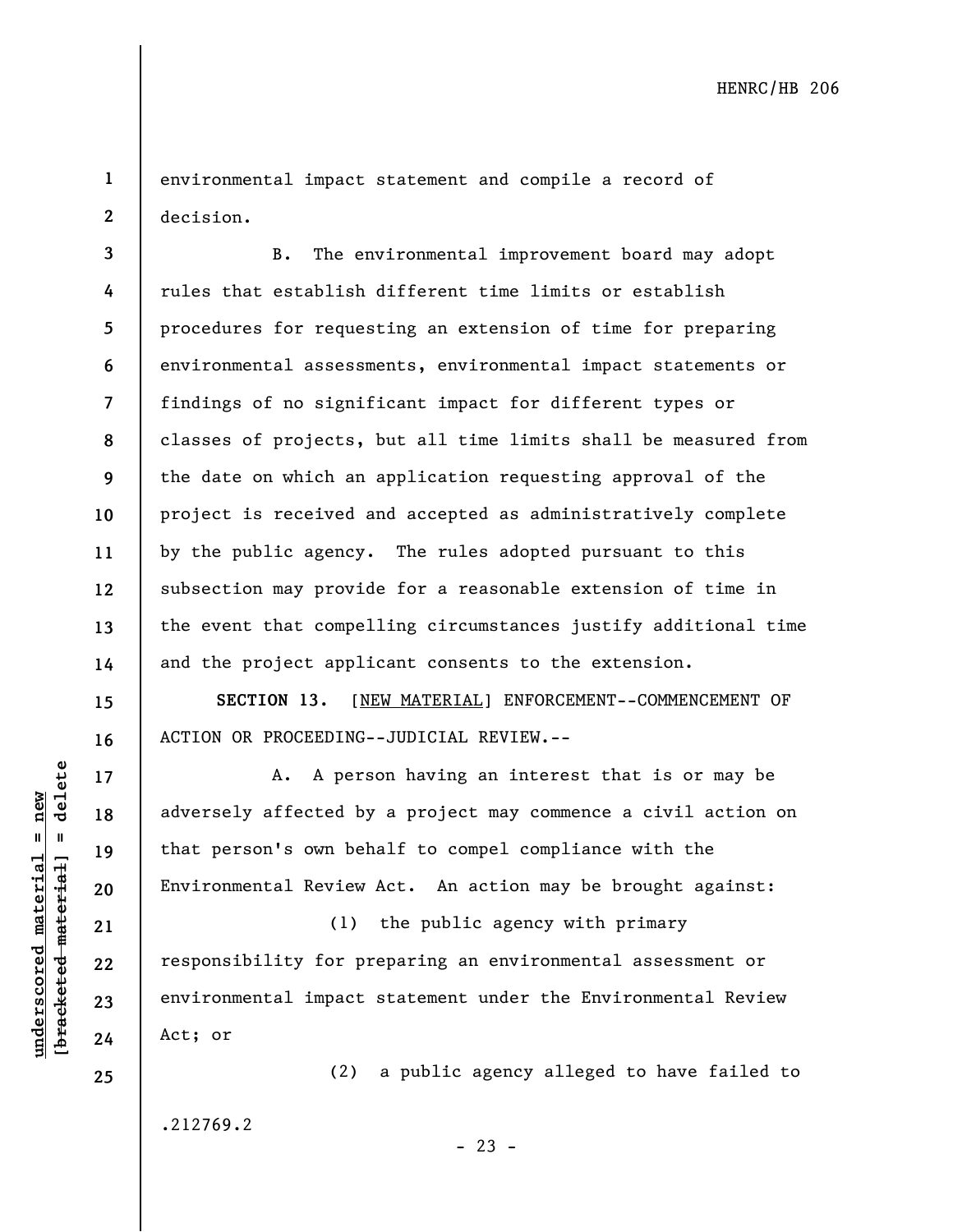environmental impact statement and compile a record of decision.

B. The environmental improvement board may adopt rules that establish different time limits or establish procedures for requesting an extension of time for preparing environmental assessments, environmental impact statements or findings of no significant impact for different types or classes of projects, but all time limits shall be measured from the date on which an application requesting approval of the project is received and accepted as administratively complete by the public agency. The rules adopted pursuant to this subsection may provide for a reasonable extension of time in the event that compelling circumstances justify additional time and the project applicant consents to the extension.

**SECTION 13.** [NEW MATERIAL] ENFORCEMENT--COMMENCEMENT OF ACTION OR PROCEEDING--JUDICIAL REVIEW.--

A. A person having an interest that is or may be adversely affected by a project may commence a civil action on that person's own behalf to compel compliance with the Environmental Review Act. An action may be brought against:

(1) the public agency with primary responsibility for preparing an environmental assessment or environmental impact statement under the Environmental Review Act; or

(2) a public agency alleged to have failed to

.212769.2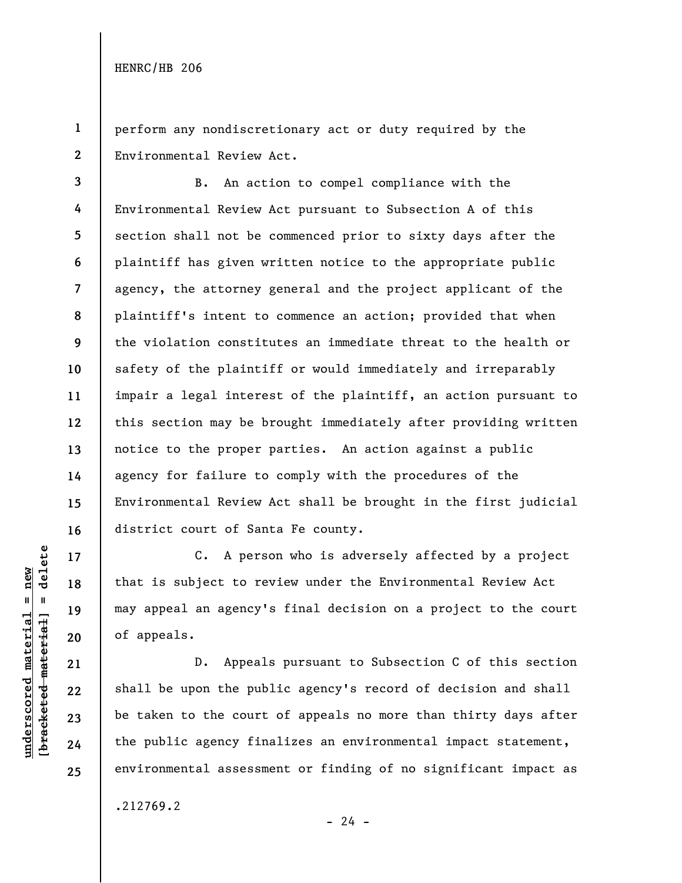perform any nondiscretionary act or duty required by the Environmental Review Act.

B. An action to compel compliance with the Environmental Review Act pursuant to Subsection A of this section shall not be commenced prior to sixty days after the plaintiff has given written notice to the appropriate public agency, the attorney general and the project applicant of the plaintiff's intent to commence an action; provided that when the violation constitutes an immediate threat to the health or safety of the plaintiff or would immediately and irreparably impair a legal interest of the plaintiff, an action pursuant to this section may be brought immediately after providing written notice to the proper parties. An action against a public agency for failure to comply with the procedures of the Environmental Review Act shall be brought in the first judicial district court of Santa Fe county.

C. A person who is adversely affected by a project that is subject to review under the Environmental Review Act may appeal an agency's final decision on a project to the court of appeals.

D. Appeals pursuant to Subsection C of this section shall be upon the public agency's record of decision and shall be taken to the court of appeals no more than thirty days after the public agency finalizes an environmental impact statement, environmental assessment or finding of no significant impact as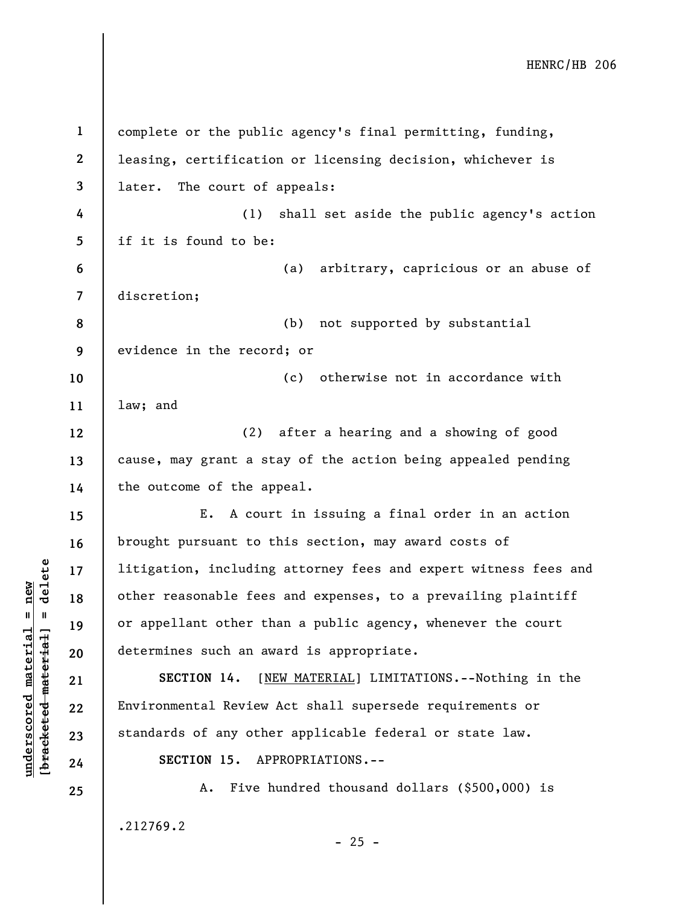complete or the public agency's final permitting, funding, leasing, certification or licensing decision, whichever is later. The court of appeals:

(1) shall set aside the public agency's action if it is found to be:

(a) arbitrary, capricious or an abuse of discretion;

(b) not supported by substantial evidence in the record; or

(c) otherwise not in accordance with law; and

(2) after a hearing and a showing of good cause, may grant a stay of the action being appealed pending the outcome of the appeal.

E. A court in issuing a final order in an action brought pursuant to this section, may award costs of litigation, including attorney fees and expert witness fees and other reasonable fees and expenses, to a prevailing plaintiff or appellant other than a public agency, whenever the court determines such an award is appropriate.

**SECTION 14.** [NEW MATERIAL] LIMITATIONS.--Nothing in the Environmental Review Act shall supersede requirements or standards of any other applicable federal or state law.

**SECTION 15.** APPROPRIATIONS.--

A. Five hundred thousand dollars ($500,000) is

.212769.2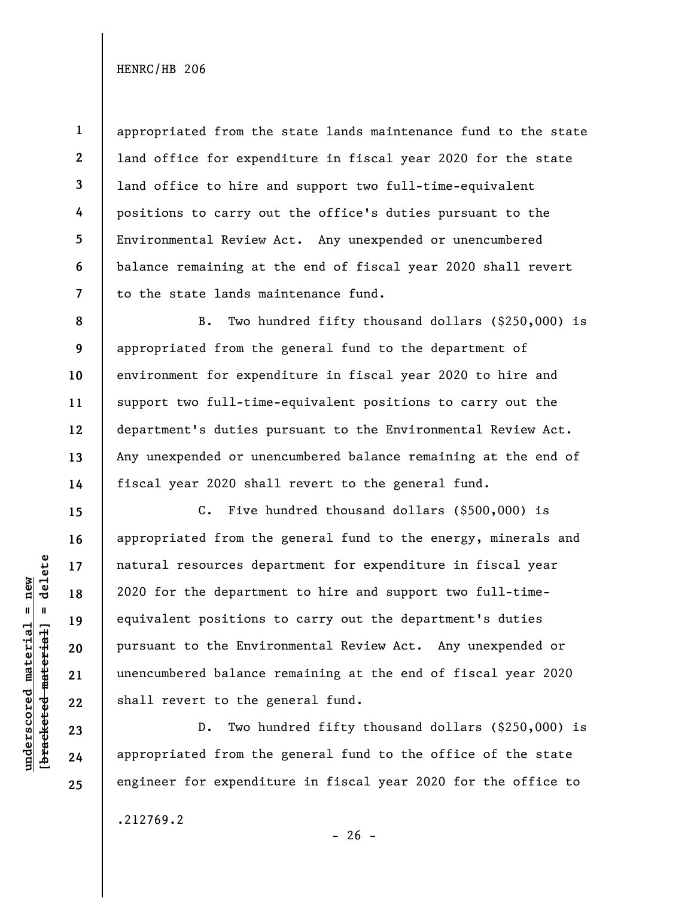appropriated from the state lands maintenance fund to the state land office for expenditure in fiscal year 2020 for the state land office to hire and support two full-time-equivalent positions to carry out the office's duties pursuant to the Environmental Review Act. Any unexpended or unencumbered balance remaining at the end of fiscal year 2020 shall revert to the state lands maintenance fund.

B. Two hundred fifty thousand dollars ($250,000) is appropriated from the general fund to the department of environment for expenditure in fiscal year 2020 to hire and support two full-time-equivalent positions to carry out the department's duties pursuant to the Environmental Review Act. Any unexpended or unencumbered balance remaining at the end of fiscal year 2020 shall revert to the general fund.

C. Five hundred thousand dollars ($500,000) is appropriated from the general fund to the energy, minerals and natural resources department for expenditure in fiscal year 2020 for the department to hire and support two full-time-equivalent positions to carry out the department's duties pursuant to the Environmental Review Act. Any unexpended or unencumbered balance remaining at the end of fiscal year 2020 shall revert to the general fund.

D. Two hundred fifty thousand dollars ($250,000) is appropriated from the general fund to the office of the state engineer for expenditure in fiscal year 2020 for the office to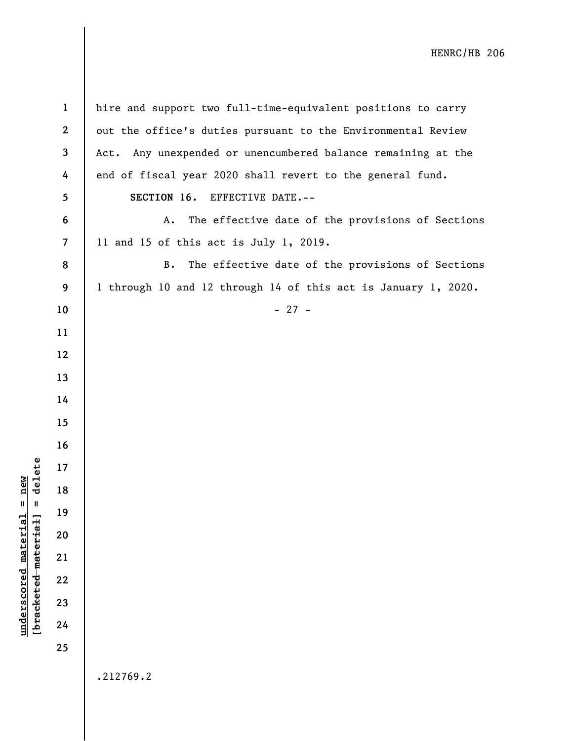hire and support two full-time-equivalent positions to carry out the office's duties pursuant to the Environmental Review Act. Any unexpended or unencumbered balance remaining at the end of fiscal year 2020 shall revert to the general fund.

**SECTION 16.** EFFECTIVE DATE.--

A. The effective date of the provisions of Sections 11 and 15 of this act is July 1, 2019.

B. The effective date of the provisions of Sections 1 through 10 and 12 through 14 of this act is January 1, 2020.

.212769.2